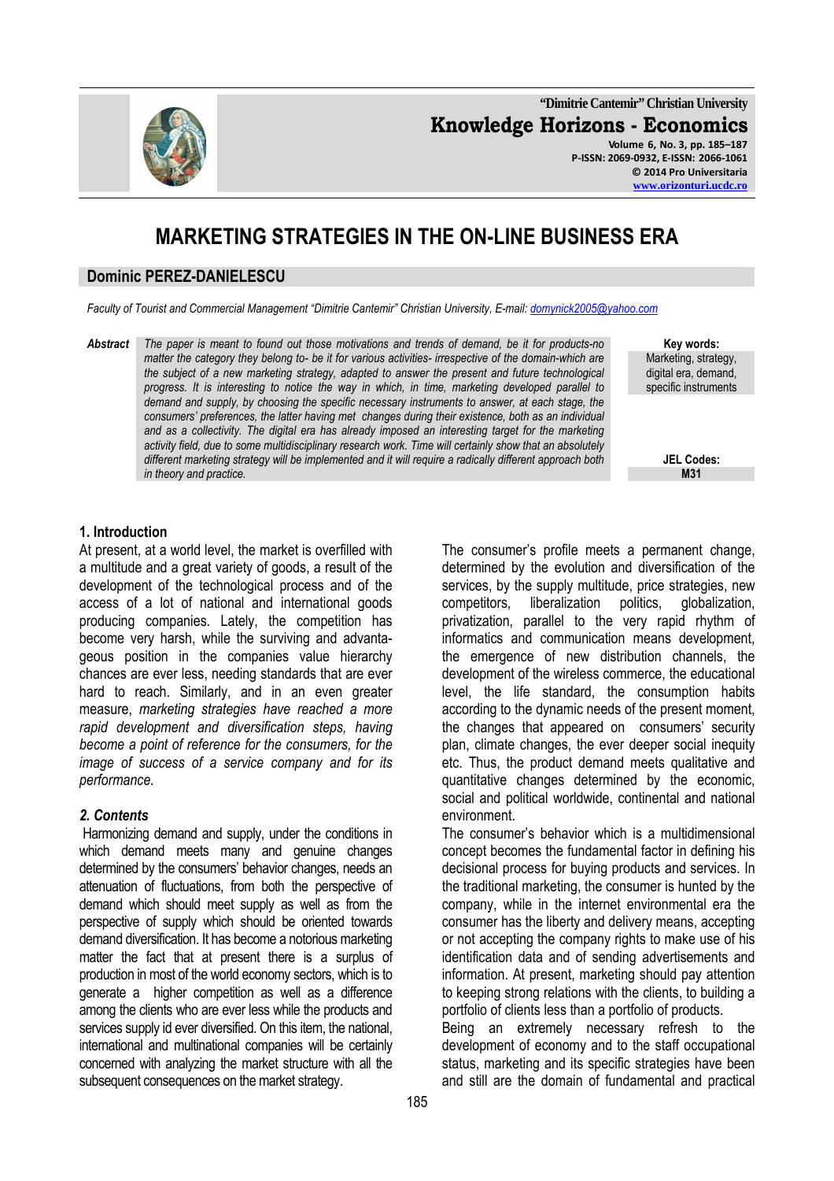# MARKETING STRATEGIES IN THE ON-LINE BUSINESS ERA

**Dominic PEREZ-DANIELESCU**

*Faculty of Tourist and Commercial Management "Dimitrie Cantemir" Christian University, E-mail: domynick2005@yahoo.com*

**Abstract** *The paper is meant to found out those motivations and trends of demand, be it for products-no matter the category they belong to- be it for various activities- irrespective of the domain-which are the subject of a new marketing strategy, adapted to answer the present and future technological progress. It is interesting to notice the way in which, in time, marketing developed parallel to demand and supply, by choosing the specific necessary instruments to answer, at each stage, the consumers' preferences, the latter having met changes during their existence, both as an individual and as a collectivity. The digital era has already imposed an interesting target for the marketing activity field, due to some multidisciplinary research work. Time will certainly show that an absolutely different marketing strategy will be implemented and it will require a radically different approach both in theory and practice.*

**Key words:** Marketing, strategy, digital era, demand, specific instruments

**JEL Codes:** M31

## 1. Introduction

At present, at a world level, the market is overfilled with a multitude and a great variety of goods, a result of the development of the technological process and of the access of a lot of national and international goods producing companies. Lately, the competition has become very harsh, while the surviving and advantageous position in the companies value hierarchy chances are ever less, needing standards that are ever hard to reach. Similarly, and in an even greater measure, *marketing strategies have reached a more rapid development and diversification steps, having become a point of reference for the consumers, for the image of success of a service company and for its performance.*

## *2. Contents*

Harmonizing demand and supply, under the conditions in which demand meets many and genuine changes determined by the consumers' behavior changes, needs an attenuation of fluctuations, from both the perspective of demand which should meet supply as well as from the perspective of supply which should be oriented towards demand diversification. It has become a notorious marketing matter the fact that at present there is a surplus of production in most of the world economy sectors, which is to generate a higher competition as well as a difference among the clients who are ever less while the products and services supply id ever diversified. On this item, the national, international and multinational companies will be certainly concerned with analyzing the market structure with all the subsequent consequences on the market strategy.

The consumer's profile meets a permanent change, determined by the evolution and diversification of the services, by the supply multitude, price strategies, new competitors, liberalization politics, globalization, privatization, parallel to the very rapid rhythm of informatics and communication means development, the emergence of new distribution channels, the development of the wireless commerce, the educational level, the life standard, the consumption habits according to the dynamic needs of the present moment, the changes that appeared on consumers' security plan, climate changes, the ever deeper social inequity etc. Thus, the product demand meets qualitative and quantitative changes determined by the economic, social and political worldwide, continental and national environment.

The consumer's behavior which is a multidimensional concept becomes the fundamental factor in defining his decisional process for buying products and services. In the traditional marketing, the consumer is hunted by the company, while in the internet environmental era the consumer has the liberty and delivery means, accepting or not accepting the company rights to make use of his identification data and of sending advertisements and information. At present, marketing should pay attention to keeping strong relations with the clients, to building a portfolio of clients less than a portfolio of products.

Being an extremely necessary refresh to the development of economy and to the staff occupational status, marketing and its specific strategies have been and still are the domain of fundamental and practical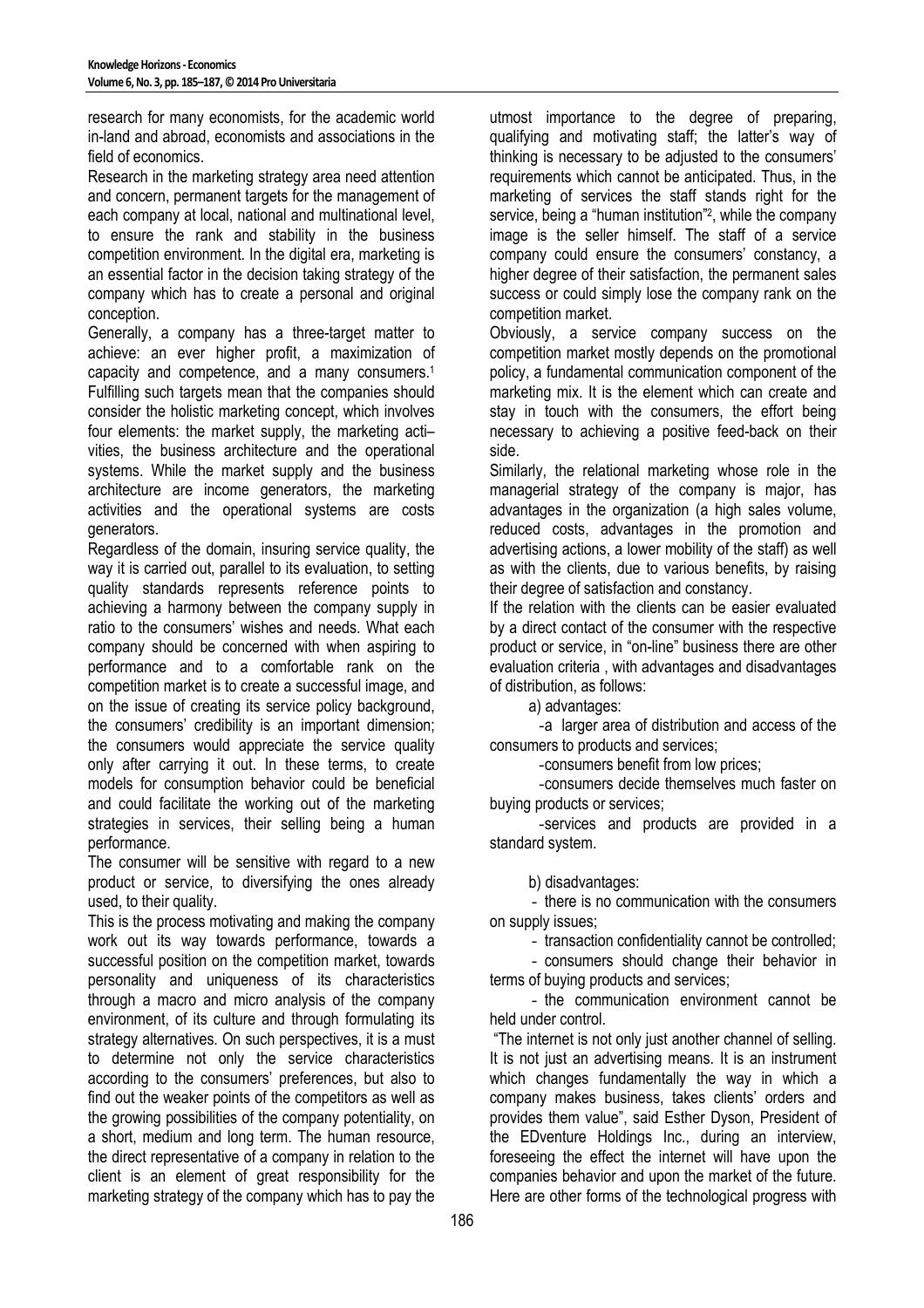research for many economists, for the academic world in-land and abroad, economists and associations in the field of economics.

Research in the marketing strategy area need attention and concern, permanent targets for the management of each company at local, national and multinational level, to ensure the rank and stability in the business competition environment. In the digital era, marketing is an essential factor in the decision taking strategy of the company which has to create a personal and original conception.

Generally, a company has a three-target matter to achieve: an ever higher profit, a maximization of capacity and competence, and a many consumers.[1] Fulfilling such targets mean that the companies should consider the holistic marketing concept, which involves four elements: the market supply, the marketing acti– vities, the business architecture and the operational systems. While the market supply and the business architecture are income generators, the marketing activities and the operational systems are costs generators.

Regardless of the domain, insuring service quality, the way it is carried out, parallel to its evaluation, to setting quality standards represents reference points to achieving a harmony between the company supply in ratio to the consumers' wishes and needs. What each company should be concerned with when aspiring to performance and to a comfortable rank on the competition market is to create a successful image, and on the issue of creating its service policy background, the consumers' credibility is an important dimension; the consumers would appreciate the service quality only after carrying it out. In these terms, to create models for consumption behavior could be beneficial and could facilitate the working out of the marketing strategies in services, their selling being a human performance.

The consumer will be sensitive with regard to a new product or service, to diversifying the ones already used, to their quality.

This is the process motivating and making the company work out its way towards performance, towards a successful position on the competition market, towards personality and uniqueness of its characteristics through a macro and micro analysis of the company environment, of its culture and through formulating its strategy alternatives. On such perspectives, it is a must to determine not only the service characteristics according to the consumers' preferences, but also to find out the weaker points of the competitors as well as the growing possibilities of the company potentiality, on a short, medium and long term. The human resource, the direct representative of a company in relation to the client is an element of great responsibility for the marketing strategy of the company which has to pay the utmost importance to the degree of preparing, qualifying and motivating staff; the latter's way of thinking is necessary to be adjusted to the consumers' requirements which cannot be anticipated. Thus, in the marketing of services the staff stands right for the service, being a "human institution"[2], while the company image is the seller himself. The staff of a service company could ensure the consumers' constancy, a higher degree of their satisfaction, the permanent sales success or could simply lose the company rank on the competition market.

Obviously, a service company success on the competition market mostly depends on the promotional policy, a fundamental communication component of the marketing mix. It is the element which can create and stay in touch with the consumers, the effort being necessary to achieving a positive feed-back on their side.

Similarly, the relational marketing whose role in the managerial strategy of the company is major, has advantages in the organization (a high sales volume, reduced costs, advantages in the promotion and advertising actions, a lower mobility of the staff) as well as with the clients, due to various benefits, by raising their degree of satisfaction and constancy.

If the relation with the clients can be easier evaluated by a direct contact of the consumer with the respective product or service, in "on-line" business there are other evaluation criteria , with advantages and disadvantages of distribution, as follows:

a) advantages:

- a larger area of distribution and access of the consumers to products and services;
- consumers benefit from low prices;
- consumers decide themselves much faster on buying products or services;
- services and products are provided in a standard system.

b) disadvantages:

- there is no communication with the consumers on supply issues;
- transaction confidentiality cannot be controlled;
- consumers should change their behavior in terms of buying products and services;
- the communication environment cannot be held under control.

"The internet is not only just another channel of selling. It is not just an advertising means. It is an instrument which changes fundamentally the way in which a company makes business, takes clients' orders and provides them value", said Esther Dyson, President of the EDventure Holdings Inc., during an interview, foreseeing the effect the internet will have upon the companies behavior and upon the market of the future. Here are other forms of the technological progress with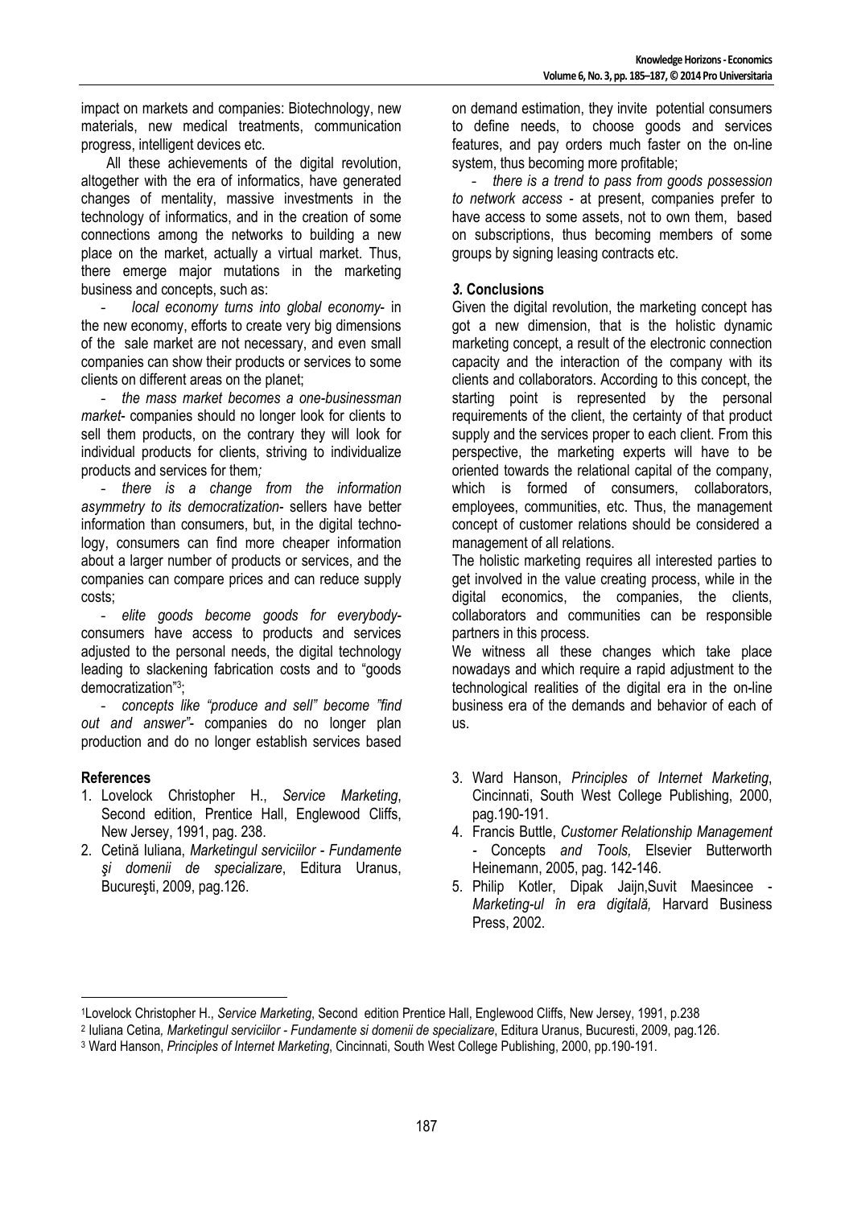impact on markets and companies: Biotechnology, new materials, new medical treatments, communication progress, intelligent devices etc.

All these achievements of the digital revolution, altogether with the era of informatics, have generated changes of mentality, massive investments in the technology of informatics, and in the creation of some connections among the networks to building a new place on the market, actually a virtual market. Thus, there emerge major mutations in the marketing business and concepts, such as:

- *local economy turns into global economy*- in the new economy, efforts to create very big dimensions of the sale market are not necessary, and even small companies can show their products or services to some clients on different areas on the planet;
- *the mass market becomes a one-businessman market*- companies should no longer look for clients to sell them products, on the contrary they will look for individual products for clients, striving to individualize products and services for them*;*
- *there is a change from the information asymmetry to its democratization*- sellers have better information than consumers, but, in the digital technology, consumers can find more cheaper information about a larger number of products or services, and the companies can compare prices and can reduce supply costs;
- *elite goods become goods for everybody*- consumers have access to products and services adjusted to the personal needs, the digital technology leading to slackening fabrication costs and to "goods democratization"[3];
- *concepts like "produce and sell" become "find out and answer"*- companies do no longer plan production and do no longer establish services based on demand estimation, they invite potential consumers to define needs, to choose goods and services features, and pay orders much faster on the on-line system, thus becoming more profitable;
- *there is a trend to pass from goods possession to network access* - at present, companies prefer to have access to some assets, not to own them, based on subscriptions, thus becoming members of some groups by signing leasing contracts etc.

### *3.* Conclusions

Given the digital revolution, the marketing concept has got a new dimension, that is the holistic dynamic marketing concept, a result of the electronic connection capacity and the interaction of the company with its clients and collaborators. According to this concept, the starting point is represented by the personal requirements of the client, the certainty of that product supply and the services proper to each client. From this perspective, the marketing experts will have to be oriented towards the relational capital of the company, which is formed of consumers, collaborators, employees, communities, etc. Thus, the management concept of customer relations should be considered a management of all relations.

The holistic marketing requires all interested parties to get involved in the value creating process, while in the digital economics, the companies, the clients, collaborators and communities can be responsible partners in this process.

We witness all these changes which take place nowadays and which require a rapid adjustment to the technological realities of the digital era in the on-line business era of the demands and behavior of each of us.

### References

1. Lovelock Christopher H., *Service Marketing*, Second edition, Prentice Hall, Englewood Cliffs, New Jersey, 1991, pag. 238.
2. Cetină Iuliana, *Marketingul serviciilor - Fundamente şi domenii de specializare*, Editura Uranus, Bucureşti, 2009, pag.126.
3. Ward Hanson, *Principles of Internet Marketing*, Cincinnati, South West College Publishing, 2000, pag.190-191.
4. Francis Buttle, *Customer Relationship Management* - Concepts *and Tools,* Elsevier Butterworth Heinemann, 2005, pag. 142-146.
5. Philip Kotler, Dipak Jaijn,Suvit Maesincee - *Marketing-ul în era digitală,* Harvard Business Press, 2002.

---

[1]Lovelock Christopher H., *Service Marketing*, Second edition Prentice Hall, Englewood Cliffs, New Jersey, 1991, p.238

[2] Iuliana Cetina*, Marketingul serviciilor - Fundamente si domenii de specializare*, Editura Uranus, Bucuresti, 2009, pag.126.

[3] Ward Hanson, *Principles of Internet Marketing*, Cincinnati, South West College Publishing, 2000, pp.190-191.